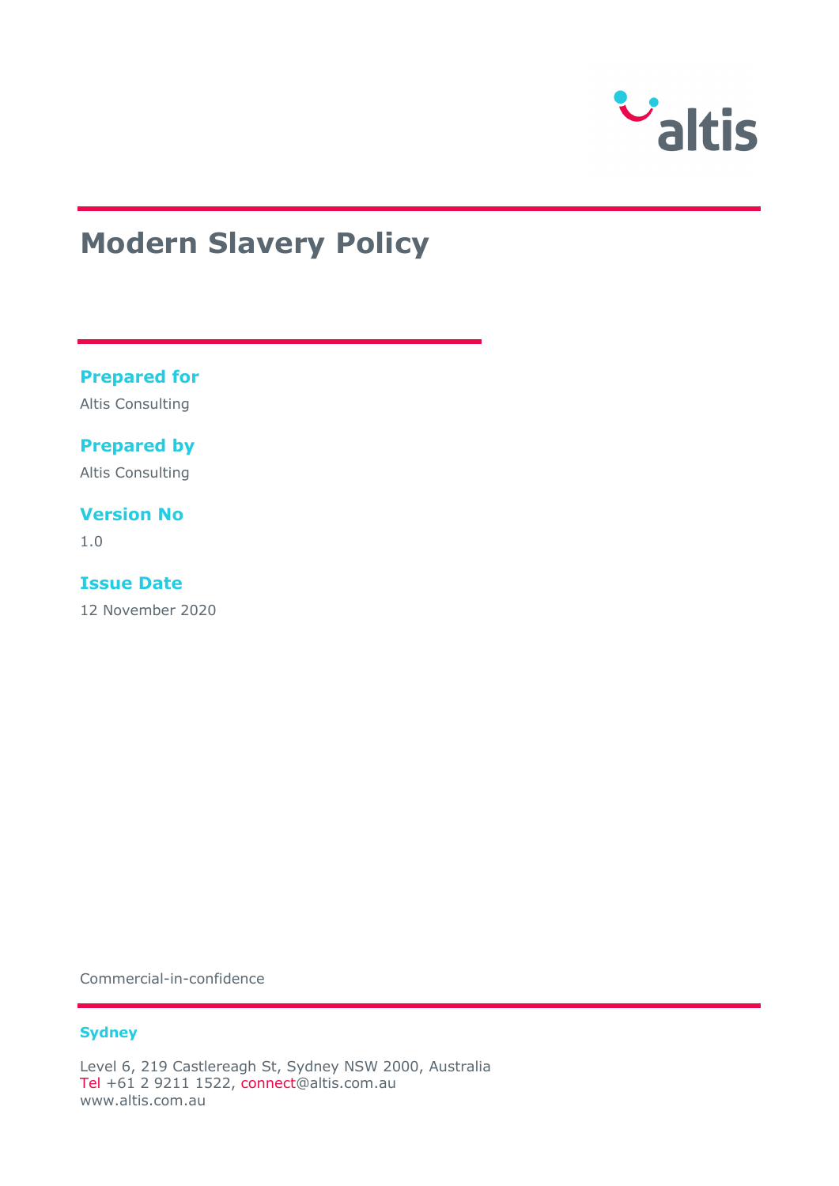# Modern Slavery Policy

**Prepared for**

Altis Consulting

**Prepared by**

Altis Consulting

**Version No**

1.0

**Issue Date**

12 November 2020

Commercial-in-confidence

**Sydney**

Level 6, 219 Castlereagh St, Sydney NSW 2000, Australia
Tel +61 2 9211 1522, connect@altis.com.au
www.altis.com.au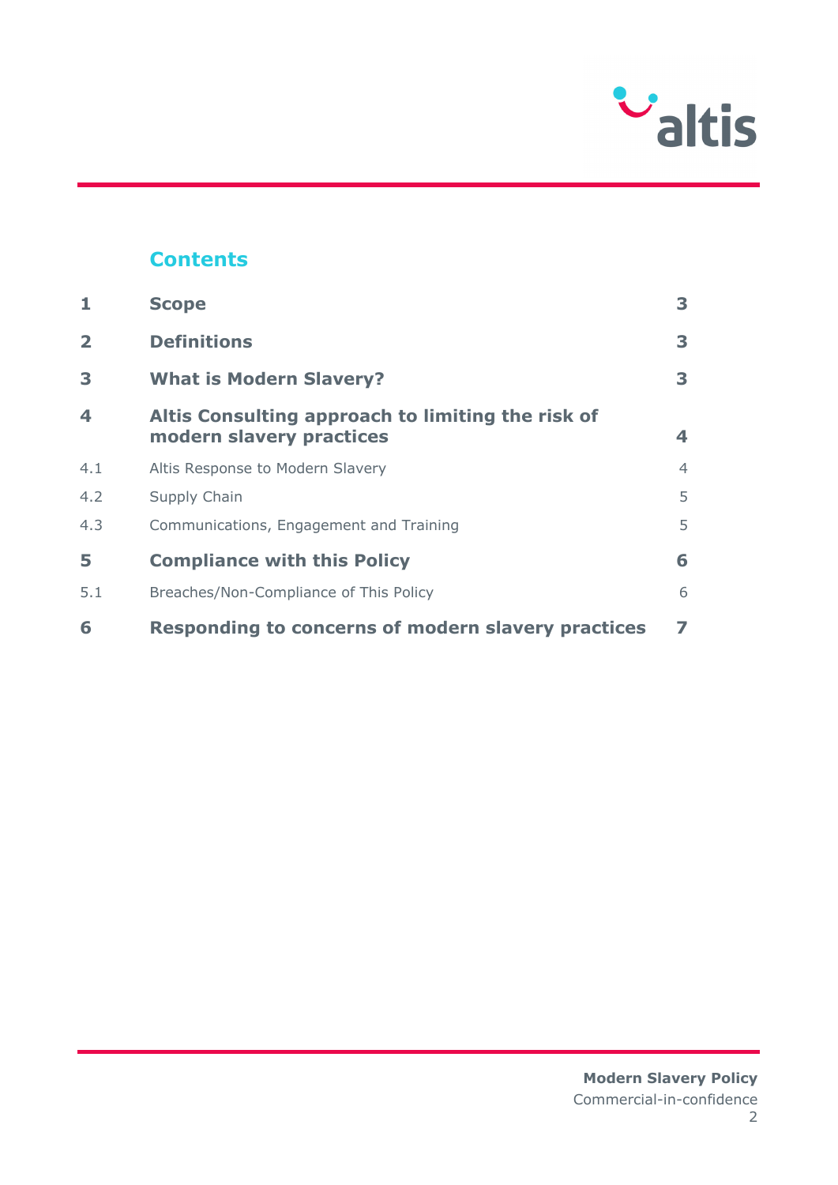## Contents

| | | |
|---|---|---|
| **1** | **Scope** | **3** |
| **2** | **Definitions** | **3** |
| **3** | **What is Modern Slavery?** | **3** |
| **4** | **Altis Consulting approach to limiting the risk of modern slavery practices** | **4** |
| 4.1 | Altis Response to Modern Slavery | 4 |
| 4.2 | Supply Chain | 5 |
| 4.3 | Communications, Engagement and Training | 5 |
| **5** | **Compliance with this Policy** | **6** |
| 5.1 | Breaches/Non-Compliance of This Policy | 6 |
| **6** | **Responding to concerns of modern slavery practices** | **7** |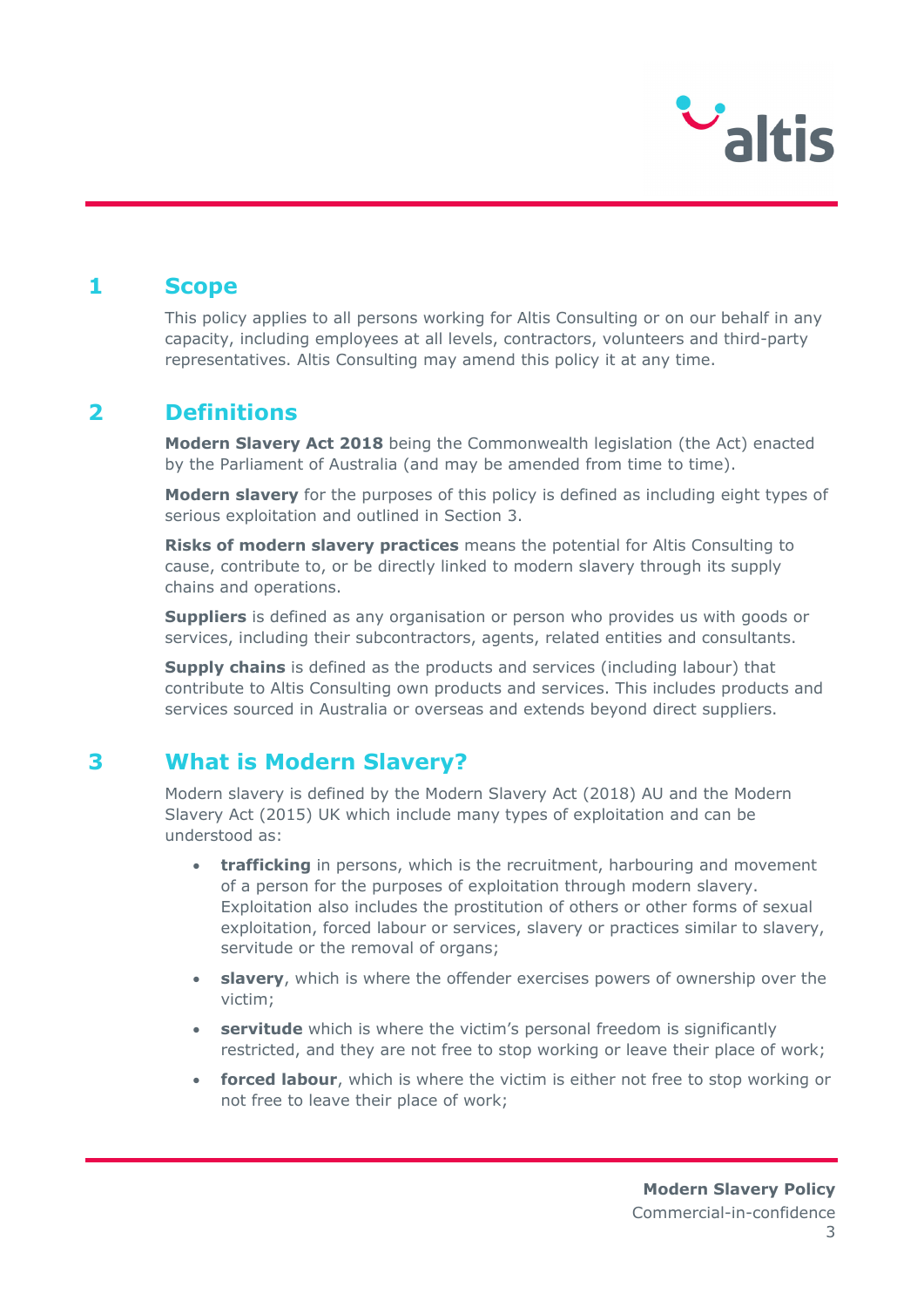## 1 Scope

This policy applies to all persons working for Altis Consulting or on our behalf in any capacity, including employees at all levels, contractors, volunteers and third-party representatives. Altis Consulting may amend this policy it at any time.

## 2 Definitions

**Modern Slavery Act 2018** being the Commonwealth legislation (the Act) enacted by the Parliament of Australia (and may be amended from time to time).

**Modern slavery** for the purposes of this policy is defined as including eight types of serious exploitation and outlined in Section 3.

**Risks of modern slavery practices** means the potential for Altis Consulting to cause, contribute to, or be directly linked to modern slavery through its supply chains and operations.

**Suppliers** is defined as any organisation or person who provides us with goods or services, including their subcontractors, agents, related entities and consultants.

**Supply chains** is defined as the products and services (including labour) that contribute to Altis Consulting own products and services. This includes products and services sourced in Australia or overseas and extends beyond direct suppliers.

## 3 What is Modern Slavery?

Modern slavery is defined by the Modern Slavery Act (2018) AU and the Modern Slavery Act (2015) UK which include many types of exploitation and can be understood as:

- **trafficking** in persons, which is the recruitment, harbouring and movement of a person for the purposes of exploitation through modern slavery. Exploitation also includes the prostitution of others or other forms of sexual exploitation, forced labour or services, slavery or practices similar to slavery, servitude or the removal of organs;
- **slavery**, which is where the offender exercises powers of ownership over the victim;
- **servitude** which is where the victim's personal freedom is significantly restricted, and they are not free to stop working or leave their place of work;
- **forced labour**, which is where the victim is either not free to stop working or not free to leave their place of work;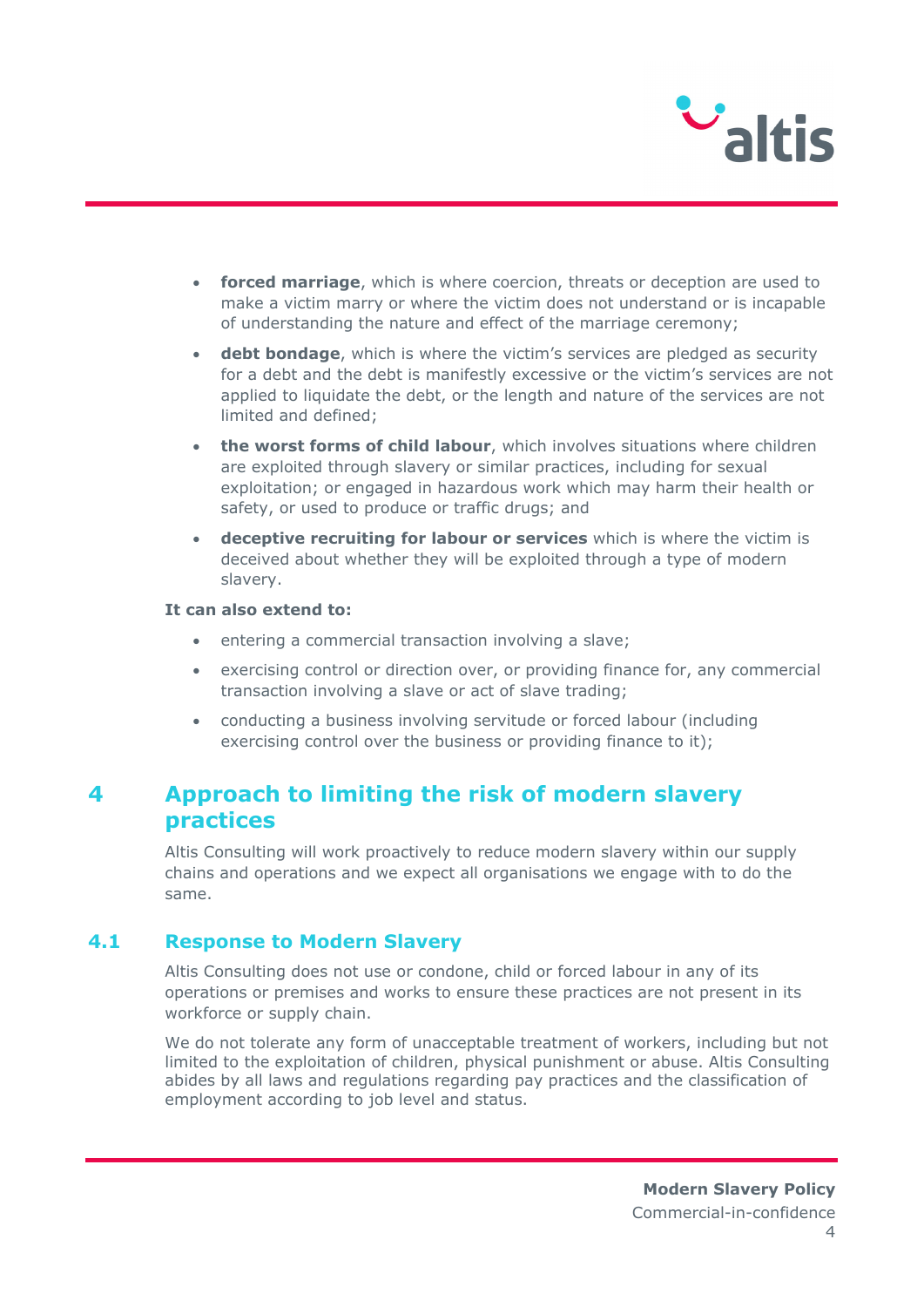- **forced marriage**, which is where coercion, threats or deception are used to make a victim marry or where the victim does not understand or is incapable of understanding the nature and effect of the marriage ceremony;
- **debt bondage**, which is where the victim's services are pledged as security for a debt and the debt is manifestly excessive or the victim's services are not applied to liquidate the debt, or the length and nature of the services are not limited and defined;
- **the worst forms of child labour**, which involves situations where children are exploited through slavery or similar practices, including for sexual exploitation; or engaged in hazardous work which may harm their health or safety, or used to produce or traffic drugs; and
- **deceptive recruiting for labour or services** which is where the victim is deceived about whether they will be exploited through a type of modern slavery.

**It can also extend to:**

- entering a commercial transaction involving a slave;
- exercising control or direction over, or providing finance for, any commercial transaction involving a slave or act of slave trading;
- conducting a business involving servitude or forced labour (including exercising control over the business or providing finance to it);

# 4 Approach to limiting the risk of modern slavery practices

Altis Consulting will work proactively to reduce modern slavery within our supply chains and operations and we expect all organisations we engage with to do the same.

## 4.1 Response to Modern Slavery

Altis Consulting does not use or condone, child or forced labour in any of its operations or premises and works to ensure these practices are not present in its workforce or supply chain.

We do not tolerate any form of unacceptable treatment of workers, including but not limited to the exploitation of children, physical punishment or abuse. Altis Consulting abides by all laws and regulations regarding pay practices and the classification of employment according to job level and status.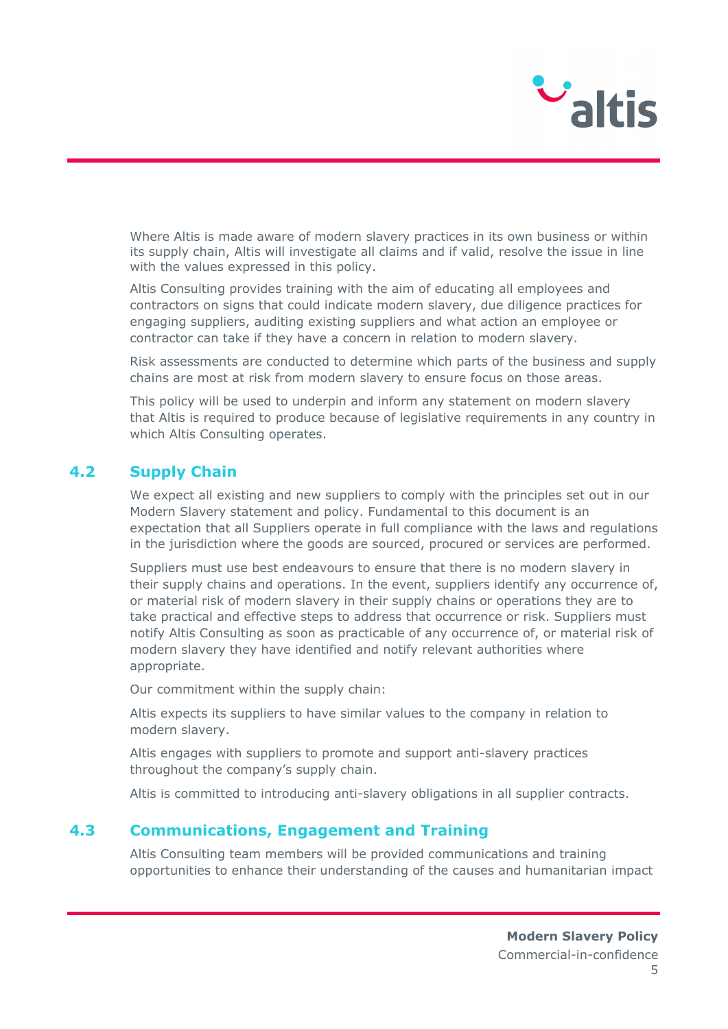Where Altis is made aware of modern slavery practices in its own business or within its supply chain, Altis will investigate all claims and if valid, resolve the issue in line with the values expressed in this policy.

Altis Consulting provides training with the aim of educating all employees and contractors on signs that could indicate modern slavery, due diligence practices for engaging suppliers, auditing existing suppliers and what action an employee or contractor can take if they have a concern in relation to modern slavery.

Risk assessments are conducted to determine which parts of the business and supply chains are most at risk from modern slavery to ensure focus on those areas.

This policy will be used to underpin and inform any statement on modern slavery that Altis is required to produce because of legislative requirements in any country in which Altis Consulting operates.

## 4.2 Supply Chain

We expect all existing and new suppliers to comply with the principles set out in our Modern Slavery statement and policy. Fundamental to this document is an expectation that all Suppliers operate in full compliance with the laws and regulations in the jurisdiction where the goods are sourced, procured or services are performed.

Suppliers must use best endeavours to ensure that there is no modern slavery in their supply chains and operations. In the event, suppliers identify any occurrence of, or material risk of modern slavery in their supply chains or operations they are to take practical and effective steps to address that occurrence or risk. Suppliers must notify Altis Consulting as soon as practicable of any occurrence of, or material risk of modern slavery they have identified and notify relevant authorities where appropriate.

Our commitment within the supply chain:

Altis expects its suppliers to have similar values to the company in relation to modern slavery.

Altis engages with suppliers to promote and support anti-slavery practices throughout the company's supply chain.

Altis is committed to introducing anti-slavery obligations in all supplier contracts.

## 4.3 Communications, Engagement and Training

Altis Consulting team members will be provided communications and training opportunities to enhance their understanding of the causes and humanitarian impact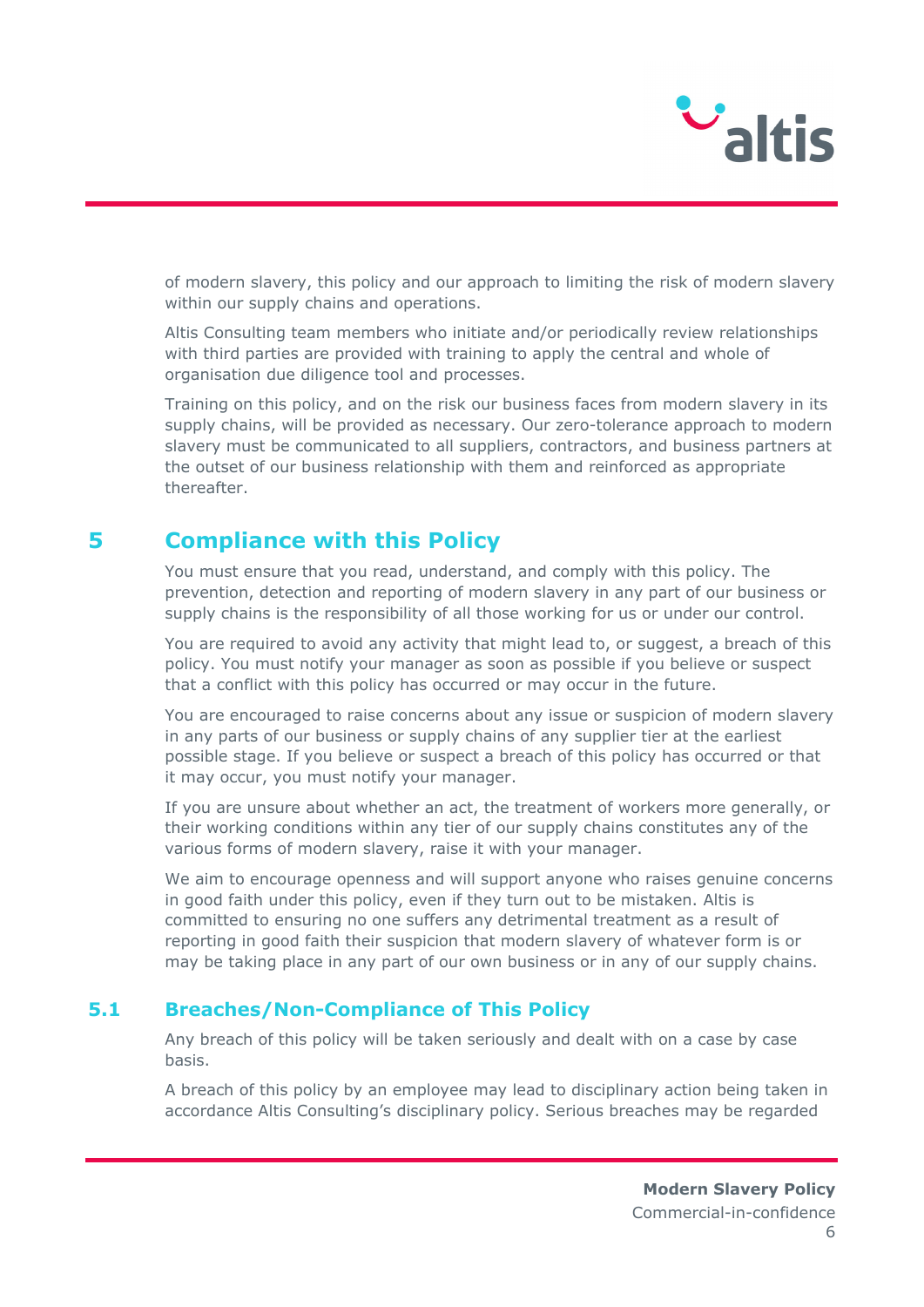of modern slavery, this policy and our approach to limiting the risk of modern slavery within our supply chains and operations.

Altis Consulting team members who initiate and/or periodically review relationships with third parties are provided with training to apply the central and whole of organisation due diligence tool and processes.

Training on this policy, and on the risk our business faces from modern slavery in its supply chains, will be provided as necessary. Our zero-tolerance approach to modern slavery must be communicated to all suppliers, contractors, and business partners at the outset of our business relationship with them and reinforced as appropriate thereafter.

## 5 Compliance with this Policy

You must ensure that you read, understand, and comply with this policy. The prevention, detection and reporting of modern slavery in any part of our business or supply chains is the responsibility of all those working for us or under our control.

You are required to avoid any activity that might lead to, or suggest, a breach of this policy. You must notify your manager as soon as possible if you believe or suspect that a conflict with this policy has occurred or may occur in the future.

You are encouraged to raise concerns about any issue or suspicion of modern slavery in any parts of our business or supply chains of any supplier tier at the earliest possible stage. If you believe or suspect a breach of this policy has occurred or that it may occur, you must notify your manager.

If you are unsure about whether an act, the treatment of workers more generally, or their working conditions within any tier of our supply chains constitutes any of the various forms of modern slavery, raise it with your manager.

We aim to encourage openness and will support anyone who raises genuine concerns in good faith under this policy, even if they turn out to be mistaken. Altis is committed to ensuring no one suffers any detrimental treatment as a result of reporting in good faith their suspicion that modern slavery of whatever form is or may be taking place in any part of our own business or in any of our supply chains.

### 5.1 Breaches/Non-Compliance of This Policy

Any breach of this policy will be taken seriously and dealt with on a case by case basis.

A breach of this policy by an employee may lead to disciplinary action being taken in accordance Altis Consulting's disciplinary policy. Serious breaches may be regarded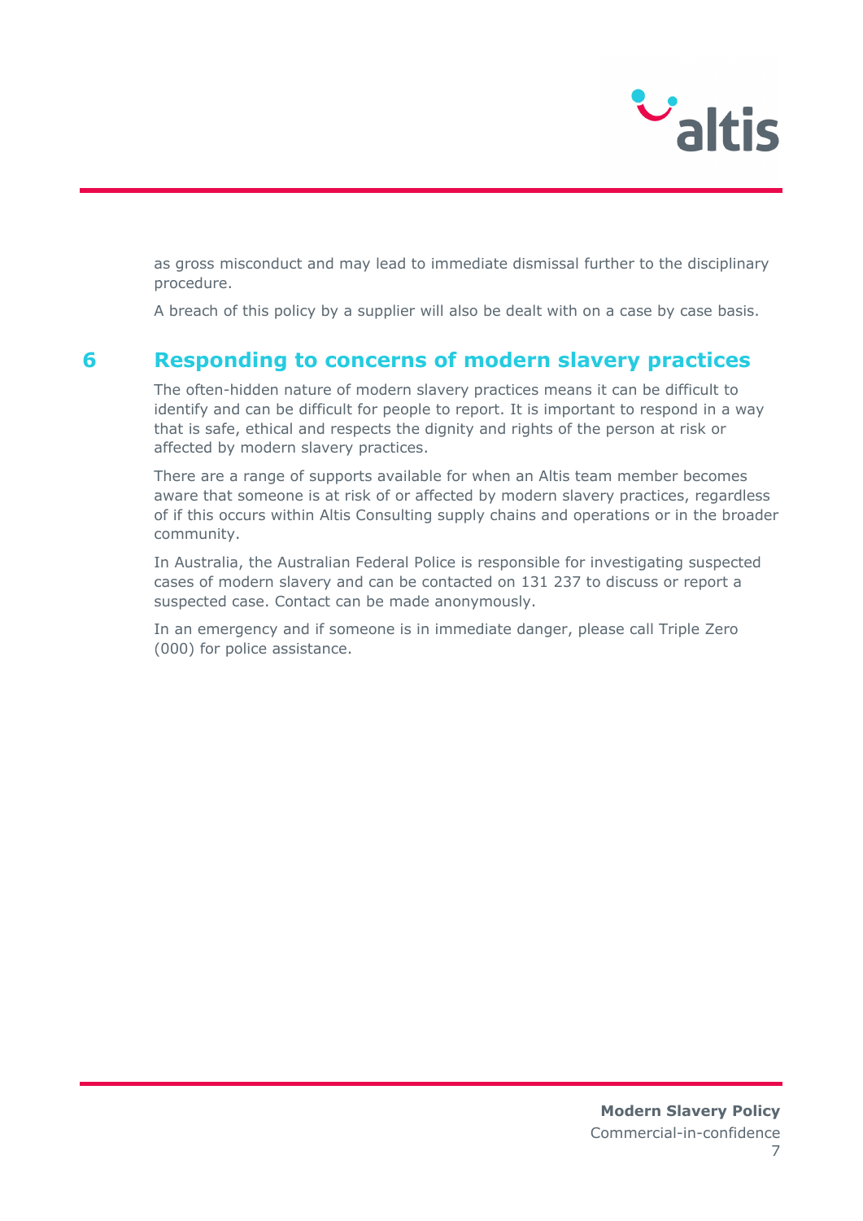as gross misconduct and may lead to immediate dismissal further to the disciplinary procedure.

A breach of this policy by a supplier will also be dealt with on a case by case basis.

## 6 Responding to concerns of modern slavery practices

The often-hidden nature of modern slavery practices means it can be difficult to identify and can be difficult for people to report. It is important to respond in a way that is safe, ethical and respects the dignity and rights of the person at risk or affected by modern slavery practices.

There are a range of supports available for when an Altis team member becomes aware that someone is at risk of or affected by modern slavery practices, regardless of if this occurs within Altis Consulting supply chains and operations or in the broader community.

In Australia, the Australian Federal Police is responsible for investigating suspected cases of modern slavery and can be contacted on 131 237 to discuss or report a suspected case. Contact can be made anonymously.

In an emergency and if someone is in immediate danger, please call Triple Zero (000) for police assistance.